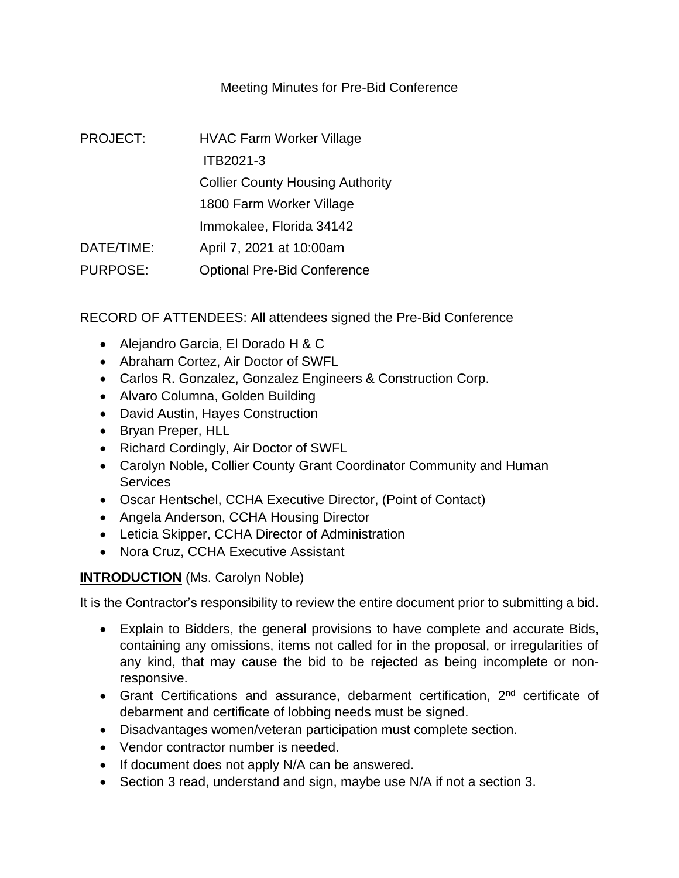Meeting Minutes for Pre-Bid Conference

PROJECT: HVAC Farm Worker Village
ITB2021-3
Collier County Housing Authority
1800 Farm Worker Village
Immokalee, Florida 34142

DATE/TIME: April 7, 2021 at 10:00am

PURPOSE: Optional Pre-Bid Conference

RECORD OF ATTENDEES: All attendees signed the Pre-Bid Conference

- Alejandro Garcia, El Dorado H & C
- Abraham Cortez, Air Doctor of SWFL
- Carlos R. Gonzalez, Gonzalez Engineers & Construction Corp.
- Alvaro Columna, Golden Building
- David Austin, Hayes Construction
- Bryan Preper, HLL
- Richard Cordingly, Air Doctor of SWFL
- Carolyn Noble, Collier County Grant Coordinator Community and Human Services
- Oscar Hentschel, CCHA Executive Director, (Point of Contact)
- Angela Anderson, CCHA Housing Director
- Leticia Skipper, CCHA Director of Administration
- Nora Cruz, CCHA Executive Assistant

**INTRODUCTION** (Ms. Carolyn Noble)

It is the Contractor's responsibility to review the entire document prior to submitting a bid.

- Explain to Bidders, the general provisions to have complete and accurate Bids, containing any omissions, items not called for in the proposal, or irregularities of any kind, that may cause the bid to be rejected as being incomplete or non-responsive.
- Grant Certifications and assurance, debarment certification, 2nd certificate of debarment and certificate of lobbing needs must be signed.
- Disadvantages women/veteran participation must complete section.
- Vendor contractor number is needed.
- If document does not apply N/A can be answered.
- Section 3 read, understand and sign, maybe use N/A if not a section 3.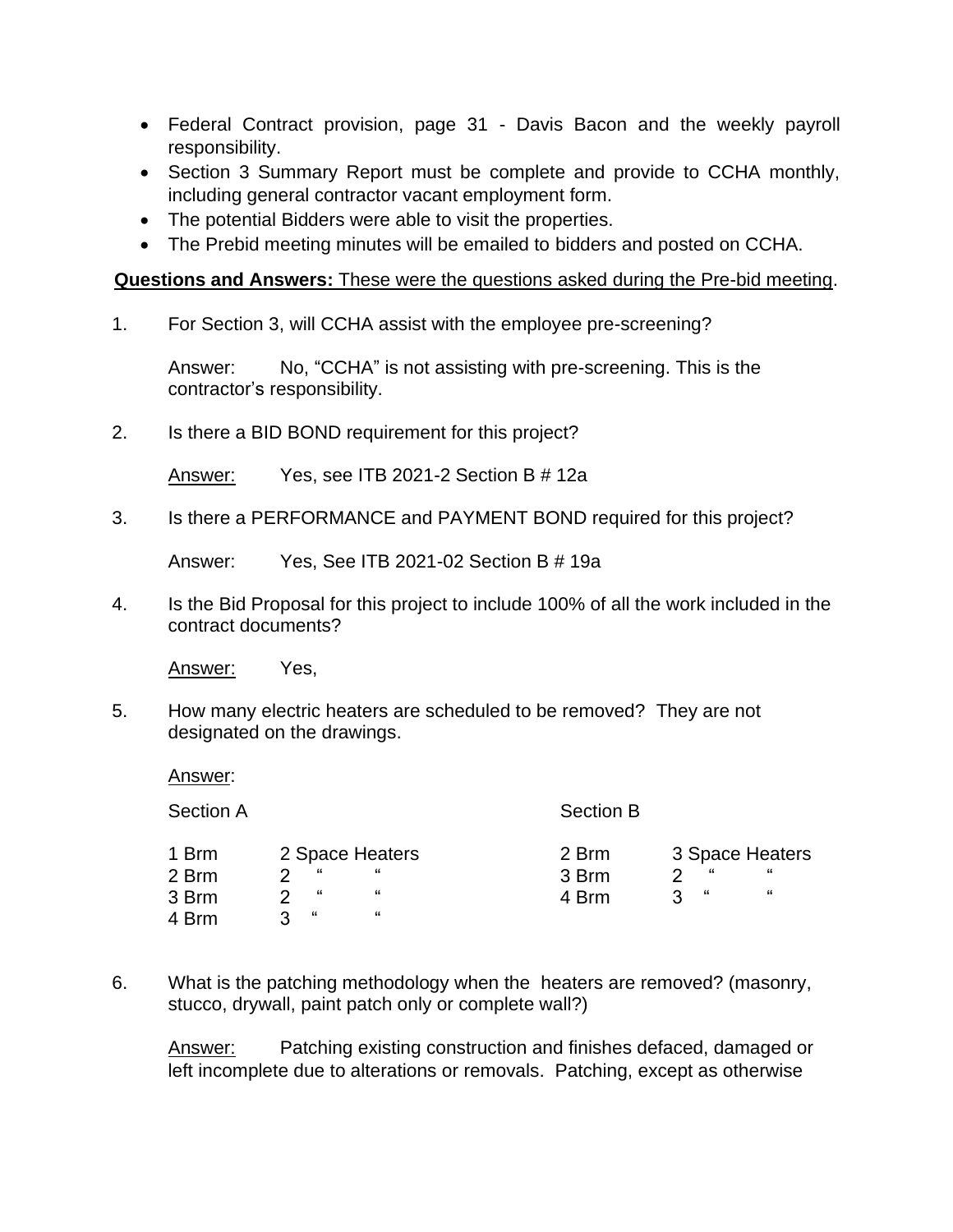- Federal Contract provision, page 31 - Davis Bacon and the weekly payroll responsibility.
- Section 3 Summary Report must be complete and provide to CCHA monthly, including general contractor vacant employment form.
- The potential Bidders were able to visit the properties.
- The Prebid meeting minutes will be emailed to bidders and posted on CCHA.

**Questions and Answers:** These were the questions asked during the Pre-bid meeting.

1. For Section 3, will CCHA assist with the employee pre-screening?

   Answer: No, "CCHA" is not assisting with pre-screening. This is the contractor's responsibility.

2. Is there a BID BOND requirement for this project?

   Answer: Yes, see ITB 2021-2 Section B # 12a

3. Is there a PERFORMANCE and PAYMENT BOND required for this project?

   Answer: Yes, See ITB 2021-02 Section B # 19a

4. Is the Bid Proposal for this project to include 100% of all the work included in the contract documents?

   Answer: Yes,

5. How many electric heaters are scheduled to be removed? They are not designated on the drawings.

   Answer:

| Section A | | Section B | |
|---|---|---|---|
| 1 Brm | 2 Space Heaters | 2 Brm | 3 Space Heaters |
| 2 Brm | 2 " " | 3 Brm | 2 " " |
| 3 Brm | 2 " " | 4 Brm | 3 " " |
| 4 Brm | 3 " " | | |

6. What is the patching methodology when the heaters are removed? (masonry, stucco, drywall, paint patch only or complete wall?)

   Answer: Patching existing construction and finishes defaced, damaged or left incomplete due to alterations or removals. Patching, except as otherwise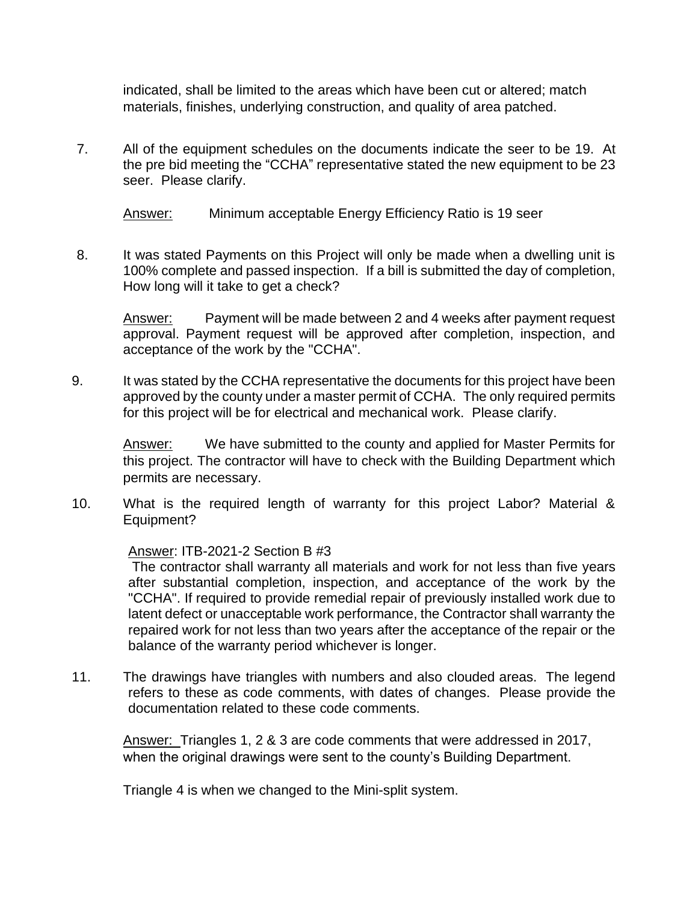indicated, shall be limited to the areas which have been cut or altered; match materials, finishes, underlying construction, and quality of area patched.

7. All of the equipment schedules on the documents indicate the seer to be 19. At the pre bid meeting the "CCHA" representative stated the new equipment to be 23 seer. Please clarify.

   Answer: Minimum acceptable Energy Efficiency Ratio is 19 seer

8. It was stated Payments on this Project will only be made when a dwelling unit is 100% complete and passed inspection. If a bill is submitted the day of completion, How long will it take to get a check?

   Answer: Payment will be made between 2 and 4 weeks after payment request approval. Payment request will be approved after completion, inspection, and acceptance of the work by the "CCHA".

9. It was stated by the CCHA representative the documents for this project have been approved by the county under a master permit of CCHA. The only required permits for this project will be for electrical and mechanical work. Please clarify.

   Answer: We have submitted to the county and applied for Master Permits for this project. The contractor will have to check with the Building Department which permits are necessary.

10. What is the required length of warranty for this project Labor? Material & Equipment?

    Answer: ITB-2021-2 Section B #3

    The contractor shall warranty all materials and work for not less than five years after substantial completion, inspection, and acceptance of the work by the "CCHA". If required to provide remedial repair of previously installed work due to latent defect or unacceptable work performance, the Contractor shall warranty the repaired work for not less than two years after the acceptance of the repair or the balance of the warranty period whichever is longer.

11. The drawings have triangles with numbers and also clouded areas. The legend refers to these as code comments, with dates of changes. Please provide the documentation related to these code comments.

    Answer: Triangles 1, 2 & 3 are code comments that were addressed in 2017, when the original drawings were sent to the county's Building Department.

    Triangle 4 is when we changed to the Mini-split system.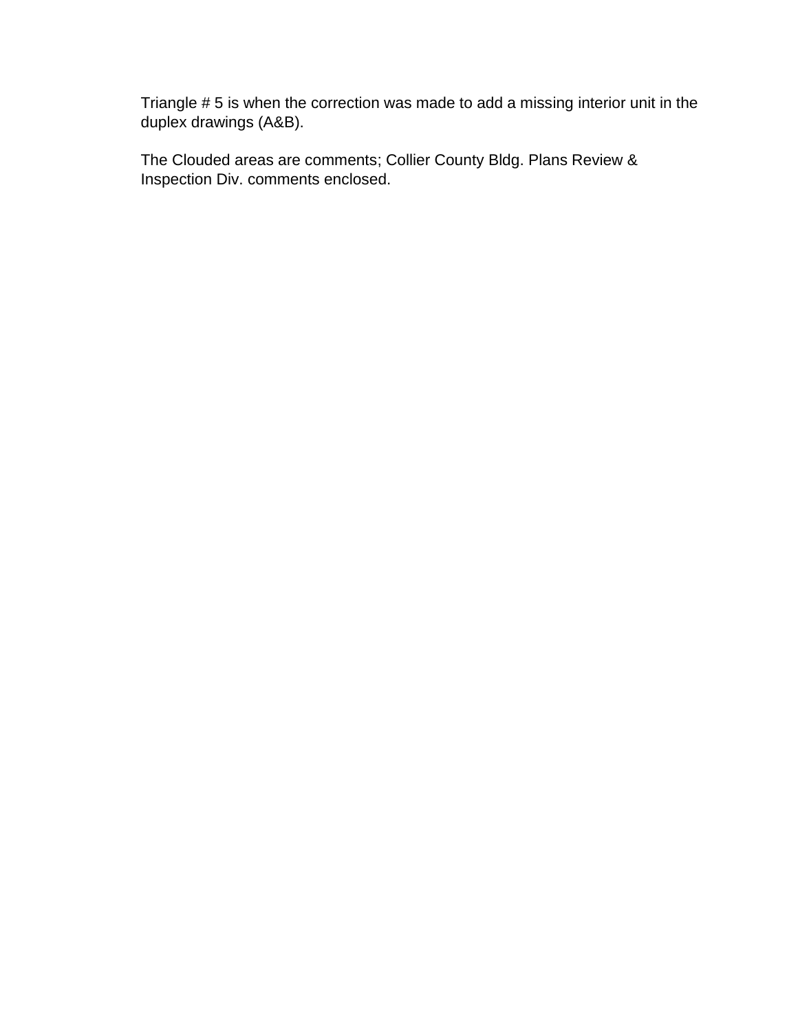Triangle # 5 is when the correction was made to add a missing interior unit in the duplex drawings (A&B).

The Clouded areas are comments; Collier County Bldg. Plans Review & Inspection Div. comments enclosed.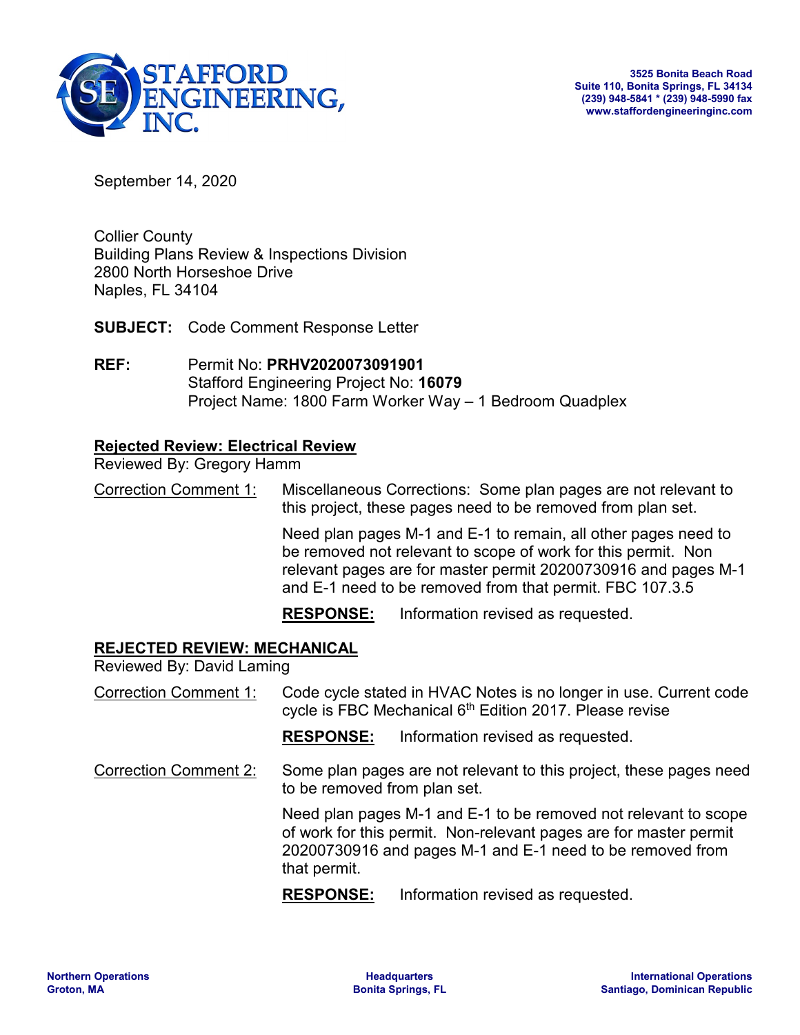**STAFFORD ENGINEERING, INC.**

**3525 Bonita Beach Road**
**Suite 110, Bonita Springs, FL 34134**
**(239) 948-5841 * (239) 948-5990 fax**
**www.staffordengineeringinc.com**

September 14, 2020

Collier County
Building Plans Review & Inspections Division
2800 North Horseshoe Drive
Naples, FL 34104

**SUBJECT:** Code Comment Response Letter

**REF:** Permit No: **PRHV2020073091901**
Stafford Engineering Project No: **16079**
Project Name: 1800 Farm Worker Way – 1 Bedroom Quadplex

**Rejected Review: Electrical Review**
Reviewed By: Gregory Hamm

Correction Comment 1: Miscellaneous Corrections: Some plan pages are not relevant to this project, these pages need to be removed from plan set.

Need plan pages M-1 and E-1 to remain, all other pages need to be removed not relevant to scope of work for this permit. Non relevant pages are for master permit 20200730916 and pages M-1 and E-1 need to be removed from that permit. FBC 107.3.5

**RESPONSE:** Information revised as requested.

**REJECTED REVIEW: MECHANICAL**
Reviewed By: David Laming

Correction Comment 1: Code cycle stated in HVAC Notes is no longer in use. Current code cycle is FBC Mechanical 6th Edition 2017. Please revise

**RESPONSE:** Information revised as requested.

Correction Comment 2: Some plan pages are not relevant to this project, these pages need to be removed from plan set.

Need plan pages M-1 and E-1 to be removed not relevant to scope of work for this permit. Non-relevant pages are for master permit 20200730916 and pages M-1 and E-1 need to be removed from that permit.

**RESPONSE:** Information revised as requested.

**Northern Operations**
**Groton, MA**

**Headquarters**
**Bonita Springs, FL**

**International Operations**
**Santiago, Dominican Republic**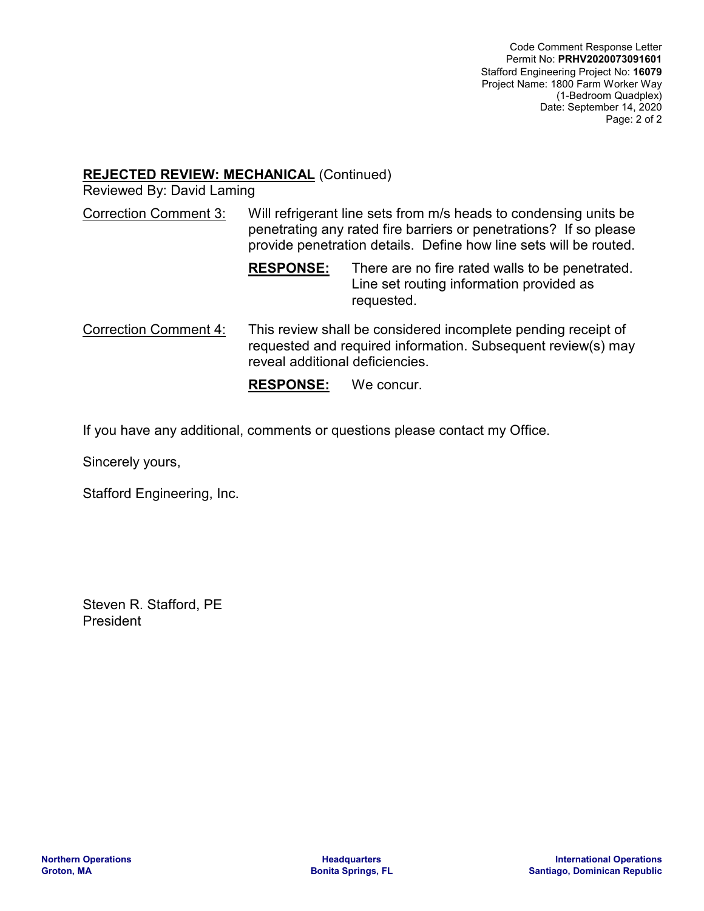## **REJECTED REVIEW: MECHANICAL** (Continued)

Reviewed By: David Laming

Correction Comment 3: Will refrigerant line sets from m/s heads to condensing units be penetrating any rated fire barriers or penetrations? If so please provide penetration details. Define how line sets will be routed.

**RESPONSE:** There are no fire rated walls to be penetrated. Line set routing information provided as requested.

Correction Comment 4: This review shall be considered incomplete pending receipt of requested and required information. Subsequent review(s) may reveal additional deficiencies.

**RESPONSE:** We concur.

If you have any additional, comments or questions please contact my Office.

Sincerely yours,

Stafford Engineering, Inc.

Steven R. Stafford, PE
President

**Northern Operations**
**Groton, MA**

**Headquarters**
**Bonita Springs, FL**

**International Operations**
**Santiago, Dominican Republic**